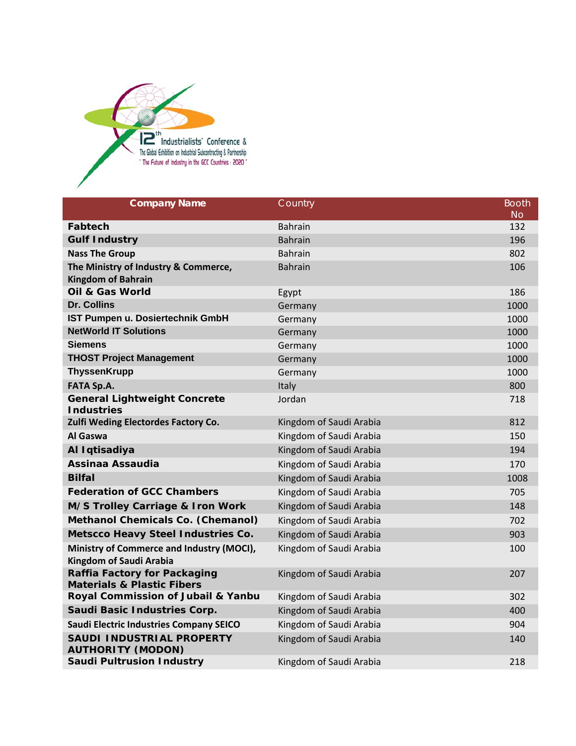12th Industrialists' Conference &
The Global Exhibition on Industrial Subcontracting & Partnership
"The Future of Industry in the GCC Countries : 2020"

| Company Name | Country | Booth No |
|---|---|---|
| Fabtech | Bahrain | 132 |
| Gulf Industry | Bahrain | 196 |
| Nass The Group | Bahrain | 802 |
| The Ministry of Industry & Commerce, Kingdom of Bahrain | Bahrain | 106 |
| Oil & Gas World | Egypt | 186 |
| Dr. Collins | Germany | 1000 |
| IST Pumpen u. Dosiertechnik GmbH | Germany | 1000 |
| NetWorld IT Solutions | Germany | 1000 |
| Siemens | Germany | 1000 |
| THOST Project Management | Germany | 1000 |
| ThyssenKrupp | Germany | 1000 |
| FATA Sp.A. | Italy | 800 |
| General Lightweight Concrete Industries | Jordan | 718 |
| Zulfi Weding Electordes Factory Co. | Kingdom of Saudi Arabia | 812 |
| Al Gaswa | Kingdom of Saudi Arabia | 150 |
| Al Iqtisadiya | Kingdom of Saudi Arabia | 194 |
| Assinaa Assaudia | Kingdom of Saudi Arabia | 170 |
| Bilfal | Kingdom of Saudi Arabia | 1008 |
| Federation of GCC Chambers | Kingdom of Saudi Arabia | 705 |
| M/S Trolley Carriage & Iron Work | Kingdom of Saudi Arabia | 148 |
| Methanol Chemicals Co. (Chemanol) | Kingdom of Saudi Arabia | 702 |
| Metscco Heavy Steel Industries Co. | Kingdom of Saudi Arabia | 903 |
| Ministry of Commerce and Industry (MOCI), Kingdom of Saudi Arabia | Kingdom of Saudi Arabia | 100 |
| Raffia Factory for Packaging Materials & Plastic Fibers | Kingdom of Saudi Arabia | 207 |
| Royal Commission of Jubail & Yanbu | Kingdom of Saudi Arabia | 302 |
| Saudi Basic Industries Corp. | Kingdom of Saudi Arabia | 400 |
| Saudi Electric Industries Company SEICO | Kingdom of Saudi Arabia | 904 |
| SAUDI INDUSTRIAL PROPERTY AUTHORITY (MODON) | Kingdom of Saudi Arabia | 140 |
| Saudi Pultrusion Industry | Kingdom of Saudi Arabia | 218 |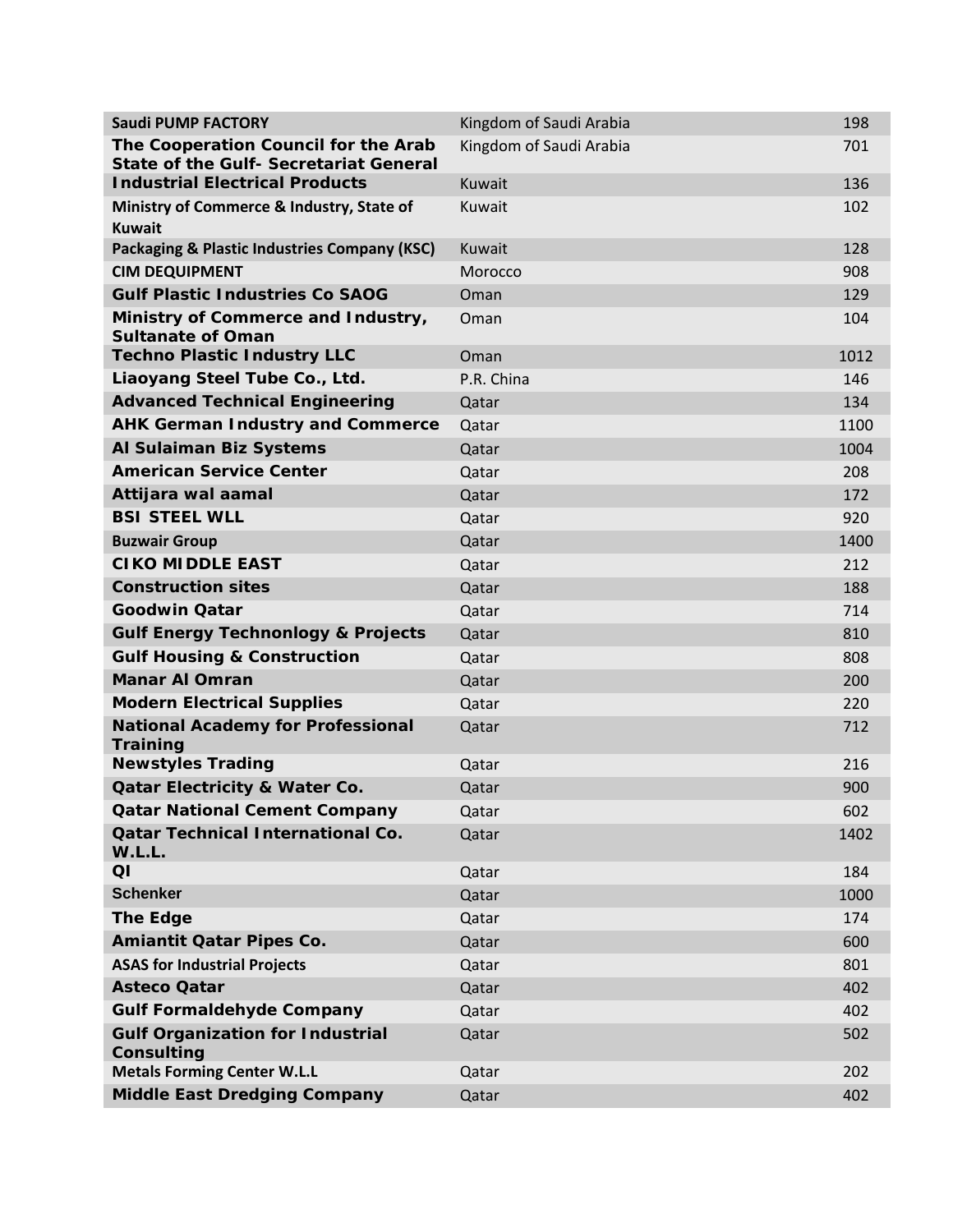| | | |
|---|---|---|
| **Saudi PUMP FACTORY** | Kingdom of Saudi Arabia | 198 |
| **The Cooperation Council for the Arab State of the Gulf- Secretariat General** | Kingdom of Saudi Arabia | 701 |
| **Industrial Electrical Products** | Kuwait | 136 |
| **Ministry of Commerce & Industry, State of Kuwait** | Kuwait | 102 |
| **Packaging & Plastic Industries Company (KSC)** | Kuwait | 128 |
| **CIM DEQUIPMENT** | Morocco | 908 |
| **Gulf Plastic Industries Co SAOG** | Oman | 129 |
| **Ministry of Commerce and Industry, Sultanate of Oman** | Oman | 104 |
| **Techno Plastic Industry LLC** | Oman | 1012 |
| **Liaoyang Steel Tube Co., Ltd.** | P.R. China | 146 |
| **Advanced Technical Engineering** | Qatar | 134 |
| **AHK German Industry and Commerce** | Qatar | 1100 |
| **Al Sulaiman Biz Systems** | Qatar | 1004 |
| **American Service Center** | Qatar | 208 |
| **Attijara wal aamal** | Qatar | 172 |
| **BSI STEEL WLL** | Qatar | 920 |
| **Buzwair Group** | Qatar | 1400 |
| **CIKO MIDDLE EAST** | Qatar | 212 |
| **Construction sites** | Qatar | 188 |
| **Goodwin Qatar** | Qatar | 714 |
| **Gulf Energy Technonlogy & Projects** | Qatar | 810 |
| **Gulf Housing & Construction** | Qatar | 808 |
| **Manar Al Omran** | Qatar | 200 |
| **Modern Electrical Supplies** | Qatar | 220 |
| **National Academy for Professional Training** | Qatar | 712 |
| **Newstyles Trading** | Qatar | 216 |
| **Qatar Electricity & Water Co.** | Qatar | 900 |
| **Qatar National Cement Company** | Qatar | 602 |
| **Qatar Technical International Co. W.L.L.** | Qatar | 1402 |
| **QI** | Qatar | 184 |
| **Schenker** | Qatar | 1000 |
| **The Edge** | Qatar | 174 |
| **Amiantit Qatar Pipes Co.** | Qatar | 600 |
| **ASAS for Industrial Projects** | Qatar | 801 |
| **Asteco Qatar** | Qatar | 402 |
| **Gulf Formaldehyde Company** | Qatar | 402 |
| **Gulf Organization for Industrial Consulting** | Qatar | 502 |
| **Metals Forming Center W.L.L** | Qatar | 202 |
| **Middle East Dredging Company** | Qatar | 402 |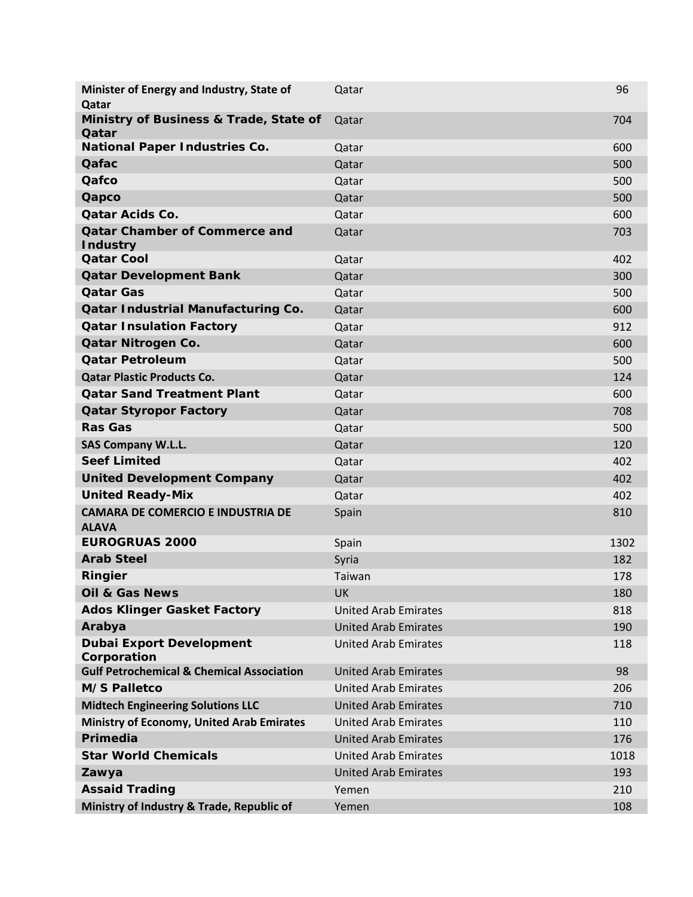| | | |
|---|---|---|
| Minister of Energy and Industry, State of Qatar | Qatar | 96 |
| Ministry of Business & Trade, State of Qatar | Qatar | 704 |
| National Paper Industries Co. | Qatar | 600 |
| Qafac | Qatar | 500 |
| Qafco | Qatar | 500 |
| Qapco | Qatar | 500 |
| Qatar Acids Co. | Qatar | 600 |
| Qatar Chamber of Commerce and Industry | Qatar | 703 |
| Qatar Cool | Qatar | 402 |
| Qatar Development Bank | Qatar | 300 |
| Qatar Gas | Qatar | 500 |
| Qatar Industrial Manufacturing Co. | Qatar | 600 |
| Qatar Insulation Factory | Qatar | 912 |
| Qatar Nitrogen Co. | Qatar | 600 |
| Qatar Petroleum | Qatar | 500 |
| Qatar Plastic Products Co. | Qatar | 124 |
| Qatar Sand Treatment Plant | Qatar | 600 |
| Qatar Styropor Factory | Qatar | 708 |
| Ras Gas | Qatar | 500 |
| SAS Company W.L.L. | Qatar | 120 |
| Seef Limited | Qatar | 402 |
| United Development Company | Qatar | 402 |
| United Ready-Mix | Qatar | 402 |
| CAMARA DE COMERCIO E INDUSTRIA DE ALAVA | Spain | 810 |
| EUROGRUAS 2000 | Spain | 1302 |
| Arab Steel | Syria | 182 |
| Ringier | Taiwan | 178 |
| Oil & Gas News | UK | 180 |
| Ados Klinger Gasket Factory | United Arab Emirates | 818 |
| Arabya | United Arab Emirates | 190 |
| Dubai Export Development Corporation | United Arab Emirates | 118 |
| Gulf Petrochemical & Chemical Association | United Arab Emirates | 98 |
| M/S Palletco | United Arab Emirates | 206 |
| Midtech Engineering Solutions LLC | United Arab Emirates | 710 |
| Ministry of Economy, United Arab Emirates | United Arab Emirates | 110 |
| Primedia | United Arab Emirates | 176 |
| Star World Chemicals | United Arab Emirates | 1018 |
| Zawya | United Arab Emirates | 193 |
| Assaid Trading | Yemen | 210 |
| Ministry of Industry & Trade, Republic of | Yemen | 108 |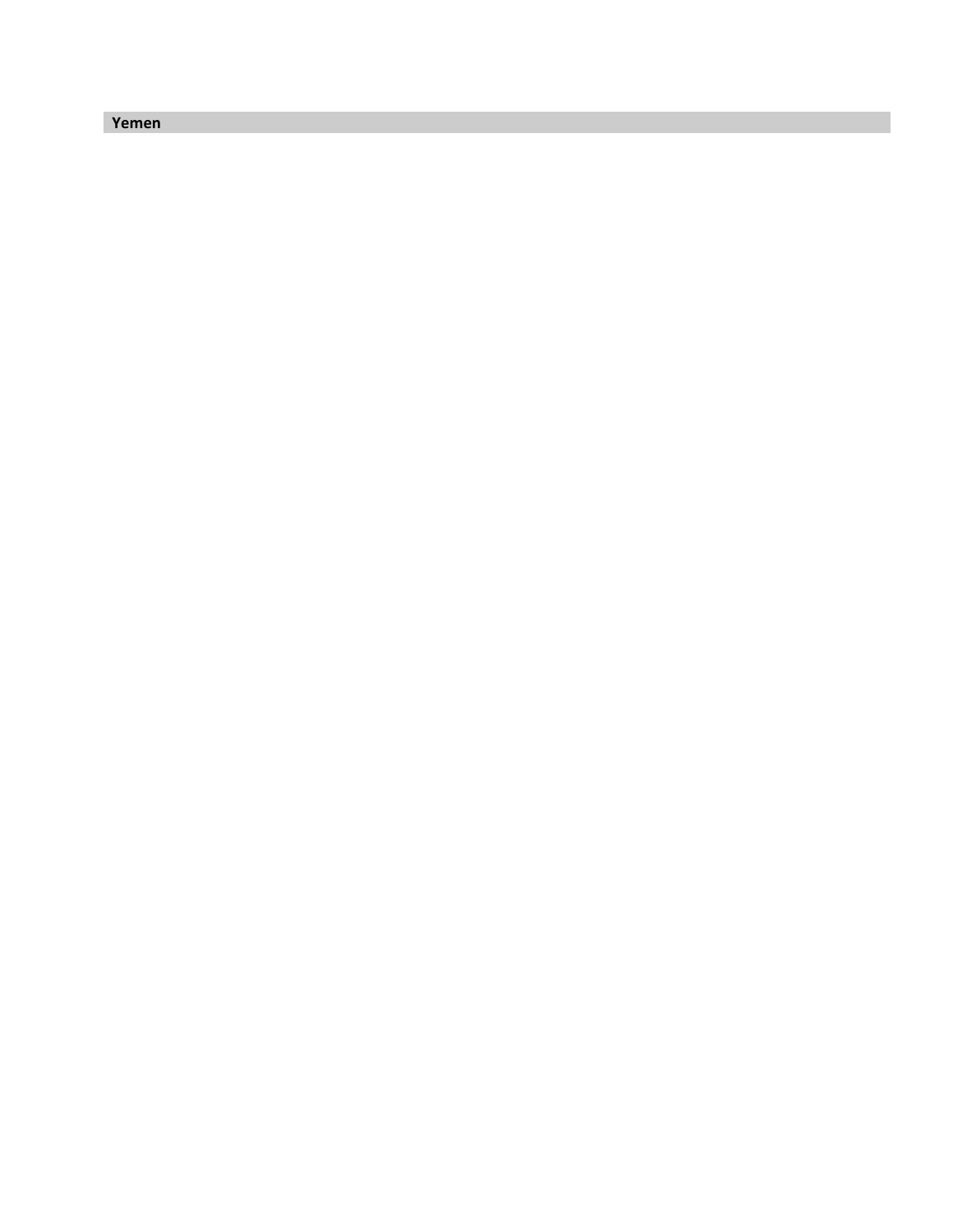## Yemen